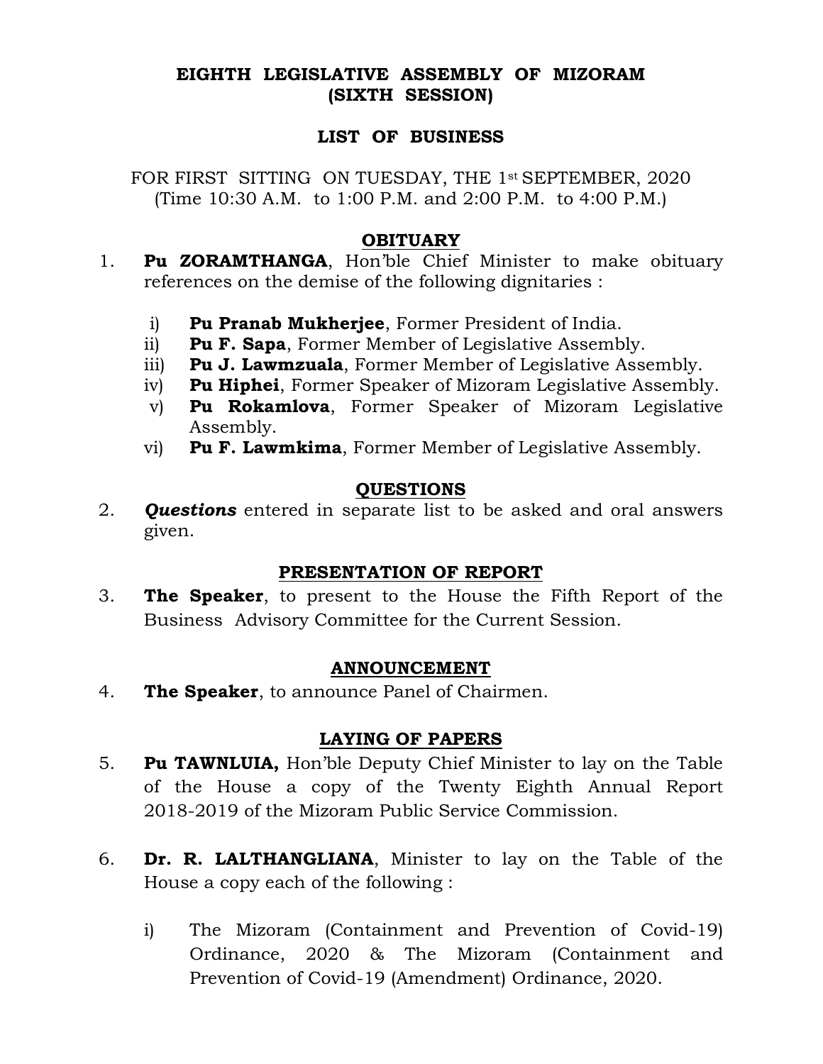# EIGHTH LEGISLATIVE ASSEMBLY OF MIZORAM
## (SIXTH SESSION)

## LIST OF BUSINESS

FOR FIRST SITTING ON TUESDAY, THE 1st SEPTEMBER, 2020
(Time 10:30 A.M. to 1:00 P.M. and 2:00 P.M. to 4:00 P.M.)

### OBITUARY

1. **Pu ZORAMTHANGA**, Hon'ble Chief Minister to make obituary references on the demise of the following dignitaries :

   i) **Pu Pranab Mukherjee**, Former President of India.
   ii) **Pu F. Sapa**, Former Member of Legislative Assembly.
   iii) **Pu J. Lawmzuala**, Former Member of Legislative Assembly.
   iv) **Pu Hiphei**, Former Speaker of Mizoram Legislative Assembly.
   v) **Pu Rokamlova**, Former Speaker of Mizoram Legislative Assembly.
   vi) **Pu F. Lawmkima**, Former Member of Legislative Assembly.

### QUESTIONS

2. ***Questions*** entered in separate list to be asked and oral answers given.

### PRESENTATION OF REPORT

3. **The Speaker**, to present to the House the Fifth Report of the Business Advisory Committee for the Current Session.

### ANNOUNCEMENT

4. **The Speaker**, to announce Panel of Chairmen.

### LAYING OF PAPERS

5. **Pu TAWNLUIA,** Hon'ble Deputy Chief Minister to lay on the Table of the House a copy of the Twenty Eighth Annual Report 2018-2019 of the Mizoram Public Service Commission.

6. **Dr. R. LALTHANGLIANA**, Minister to lay on the Table of the House a copy each of the following :

   i) The Mizoram (Containment and Prevention of Covid-19) Ordinance, 2020 & The Mizoram (Containment and Prevention of Covid-19 (Amendment) Ordinance, 2020.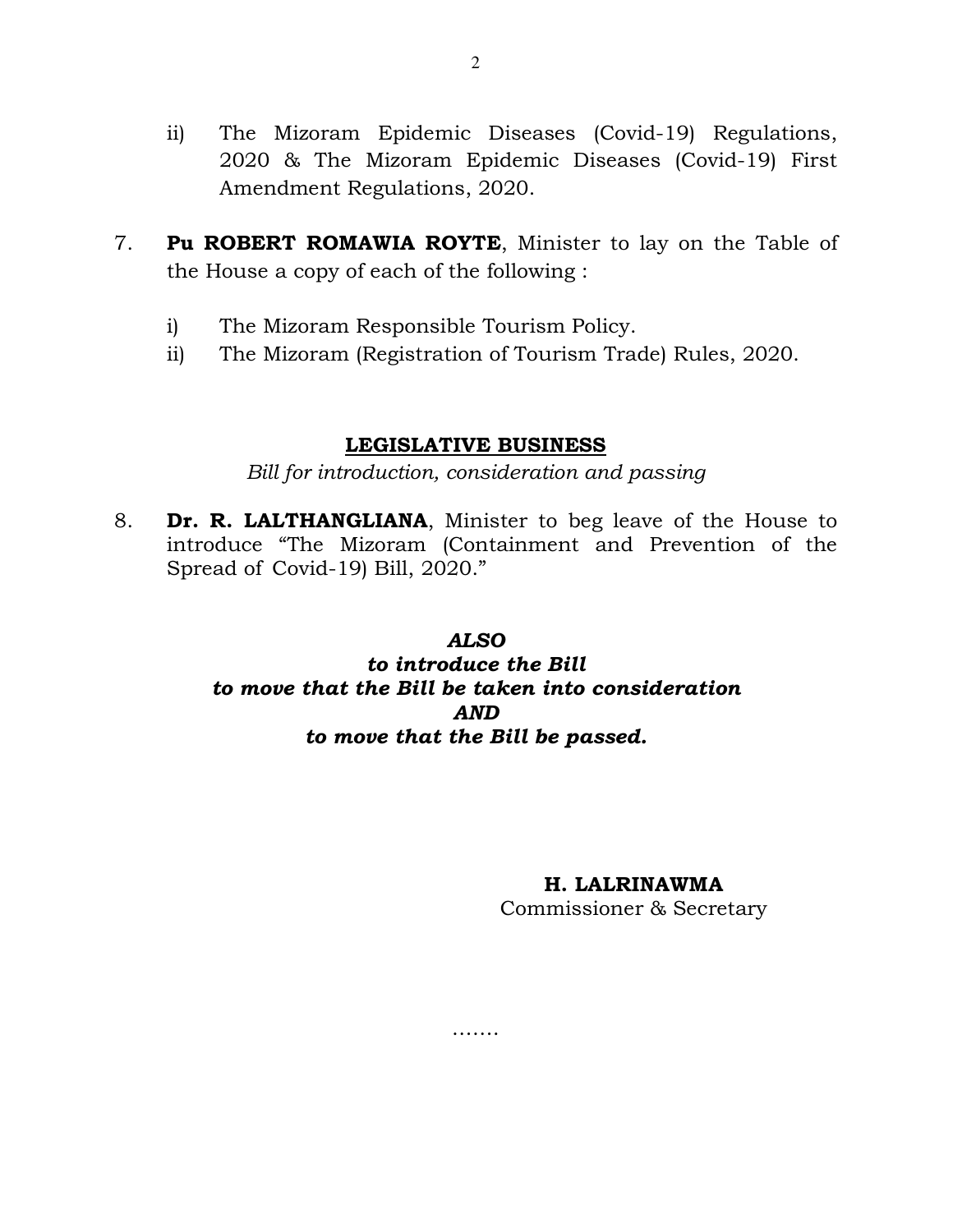ii) The Mizoram Epidemic Diseases (Covid-19) Regulations, 2020 & The Mizoram Epidemic Diseases (Covid-19) First Amendment Regulations, 2020.

7. **Pu ROBERT ROMAWIA ROYTE**, Minister to lay on the Table of the House a copy of each of the following :

   i) The Mizoram Responsible Tourism Policy.
   ii) The Mizoram (Registration of Tourism Trade) Rules, 2020.

## LEGISLATIVE BUSINESS

*Bill for introduction, consideration and passing*

8. **Dr. R. LALTHANGLIANA**, Minister to beg leave of the House to introduce "The Mizoram (Containment and Prevention of the Spread of Covid-19) Bill, 2020."

***ALSO***
***to introduce the Bill***
***to move that the Bill be taken into consideration***
***AND***
***to move that the Bill be passed.***

**H. LALRINAWMA**
Commissioner & Secretary

…….